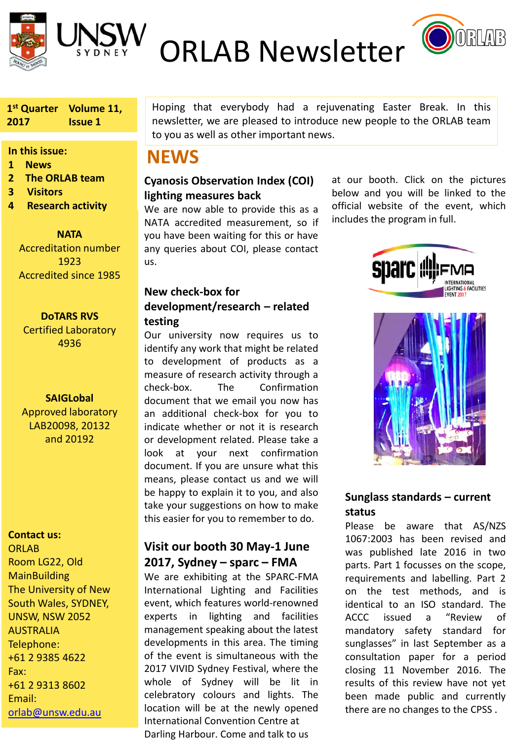# ORLAB Newsletter

**1st Quarter 2017** | **Volume 11, Issue 1**

**In this issue:**

1. **News**
2. **The ORLAB team**
3. **Visitors**
4. **Research activity**

**NATA**
Accreditation number 1923
Accredited since 1985

**DoTARS RVS**
Certified Laboratory 4936

**SAIGLobal**
Approved laboratory LAB20098, 20132 and 20192

**Contact us:**
ORLAB
Room LG22, Old MainBuilding
The University of New South Wales, SYDNEY, UNSW, NSW 2052
AUSTRALIA
Telephone:
+61 2 9385 4622
Fax:
+61 2 9313 8602
Email:
orlab@unsw.edu.au

Hoping that everybody had a rejuvenating Easter Break. In this newsletter, we are pleased to introduce new people to the ORLAB team to you as well as other important news.

## NEWS

### Cyanosis Observation Index (COI) lighting measures back

We are now able to provide this as a NATA accredited measurement, so if you have been waiting for this or have any queries about COI, please contact us.

### New check-box for development/research – related testing

Our university now requires us to identify any work that might be related to development of products as a measure of research activity through a check-box. The Confirmation document that we email you now has an additional check-box for you to indicate whether or not it is research or development related. Please take a look at your next confirmation document. If you are unsure what this means, please contact us and we will be happy to explain it to you, and also take your suggestions on how to make this easier for you to remember to do.

### Visit our booth 30 May-1 June 2017, Sydney – sparc – FMA

We are exhibiting at the SPARC-FMA International Lighting and Facilities event, which features world-renowned experts in lighting and facilities management speaking about the latest developments in this area. The timing of the event is simultaneous with the 2017 VIVID Sydney Festival, where the whole of Sydney will be lit in celebratory colours and lights. The location will be at the newly opened International Convention Centre at Darling Harbour. Come and talk to us at our booth. Click on the pictures below and you will be linked to the official website of the event, which includes the program in full.

### Sunglass standards – current status

Please be aware that AS/NZS 1067:2003 has been revised and was published late 2016 in two parts. Part 1 focusses on the scope, requirements and labelling. Part 2 on the test methods, and is identical to an ISO standard. The ACCC issued a "Review of mandatory safety standard for sunglasses" in last September as a consultation paper for a period closing 11 November 2016. The results of this review have not yet been made public and currently there are no changes to the CPSS .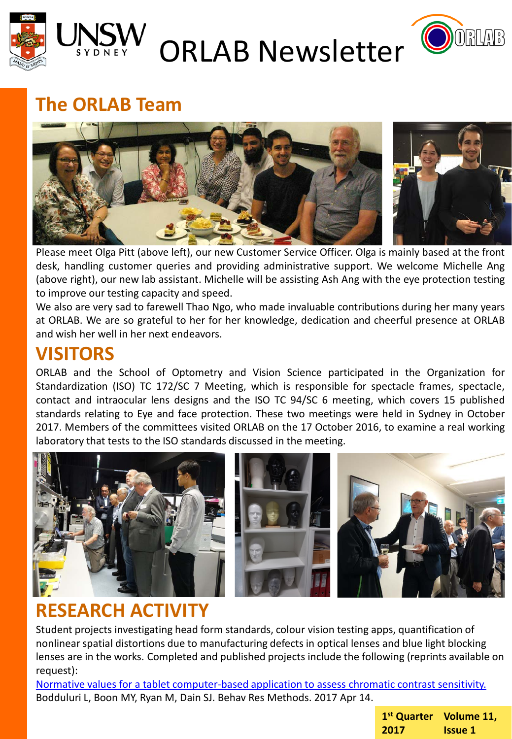# ORLAB Newsletter

## The ORLAB Team

Please meet Olga Pitt (above left), our new Customer Service Officer. Olga is mainly based at the front desk, handling customer queries and providing administrative support. We welcome Michelle Ang (above right), our new lab assistant. Michelle will be assisting Ash Ang with the eye protection testing to improve our testing capacity and speed.

We also are very sad to farewell Thao Ngo, who made invaluable contributions during her many years at ORLAB. We are so grateful to her for her knowledge, dedication and cheerful presence at ORLAB and wish her well in her next endeavors.

## VISITORS

ORLAB and the School of Optometry and Vision Science participated in the Organization for Standardization (ISO) TC 172/SC 7 Meeting, which is responsible for spectacle frames, spectacle, contact and intraocular lens designs and the ISO TC 94/SC 6 meeting, which covers 15 published standards relating to Eye and face protection. These two meetings were held in Sydney in October 2017. Members of the committees visited ORLAB on the 17 October 2016, to examine a real working laboratory that tests to the ISO standards discussed in the meeting.

## RESEARCH ACTIVITY

Student projects investigating head form standards, colour vision testing apps, quantification of nonlinear spatial distortions due to manufacturing defects in optical lenses and blue light blocking lenses are in the works. Completed and published projects include the following (reprints available on request):

Normative values for a tablet computer-based application to assess chromatic contrast sensitivity.
Bodduluri L, Boon MY, Ryan M, Dain SJ. Behav Res Methods. 2017 Apr 14.